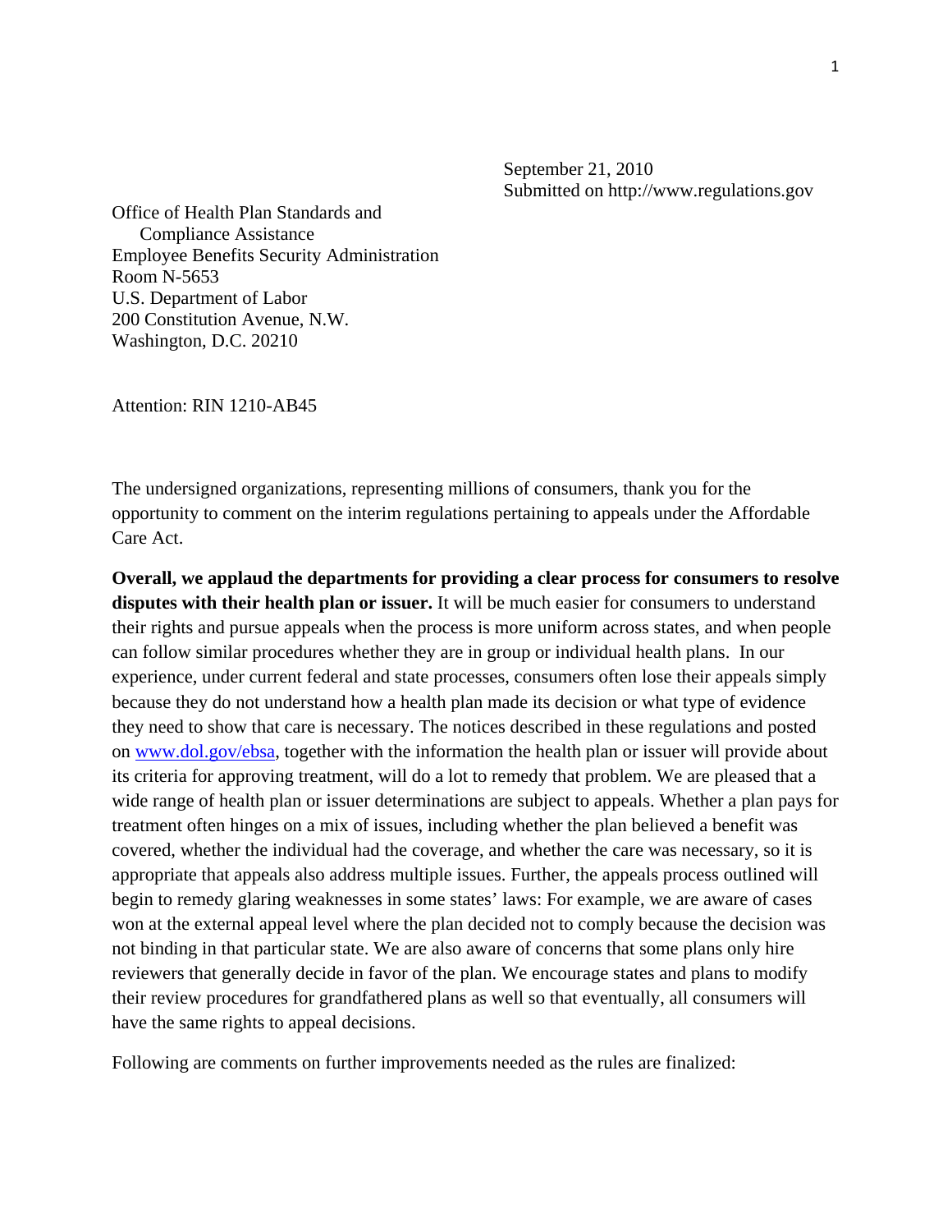September 21, 2010
Submitted on http://www.regulations.gov

Office of Health Plan Standards and
Compliance Assistance
Employee Benefits Security Administration
Room N-5653
U.S. Department of Labor
200 Constitution Avenue, N.W.
Washington, D.C. 20210

Attention: RIN 1210-AB45

The undersigned organizations, representing millions of consumers, thank you for the opportunity to comment on the interim regulations pertaining to appeals under the Affordable Care Act.

**Overall, we applaud the departments for providing a clear process for consumers to resolve disputes with their health plan or issuer.** It will be much easier for consumers to understand their rights and pursue appeals when the process is more uniform across states, and when people can follow similar procedures whether they are in group or individual health plans. In our experience, under current federal and state processes, consumers often lose their appeals simply because they do not understand how a health plan made its decision or what type of evidence they need to show that care is necessary. The notices described in these regulations and posted on www.dol.gov/ebsa, together with the information the health plan or issuer will provide about its criteria for approving treatment, will do a lot to remedy that problem. We are pleased that a wide range of health plan or issuer determinations are subject to appeals. Whether a plan pays for treatment often hinges on a mix of issues, including whether the plan believed a benefit was covered, whether the individual had the coverage, and whether the care was necessary, so it is appropriate that appeals also address multiple issues. Further, the appeals process outlined will begin to remedy glaring weaknesses in some states' laws: For example, we are aware of cases won at the external appeal level where the plan decided not to comply because the decision was not binding in that particular state. We are also aware of concerns that some plans only hire reviewers that generally decide in favor of the plan. We encourage states and plans to modify their review procedures for grandfathered plans as well so that eventually, all consumers will have the same rights to appeal decisions.

Following are comments on further improvements needed as the rules are finalized: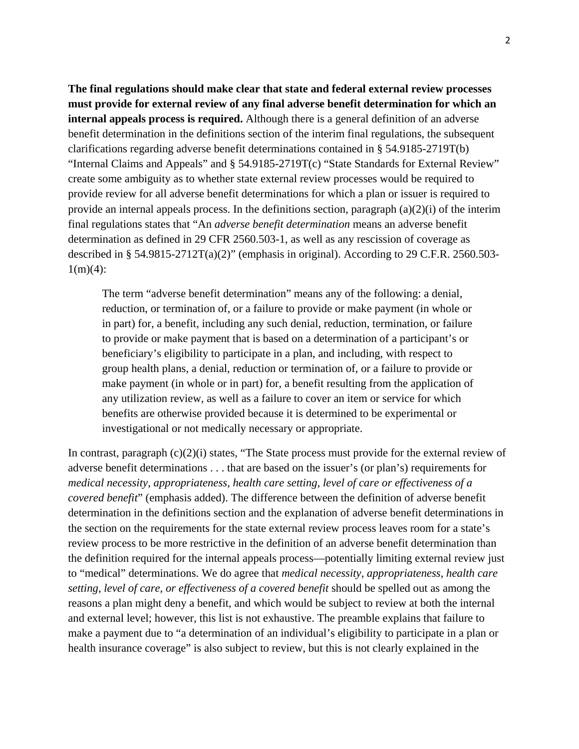**The final regulations should make clear that state and federal external review processes must provide for external review of any final adverse benefit determination for which an internal appeals process is required.** Although there is a general definition of an adverse benefit determination in the definitions section of the interim final regulations, the subsequent clarifications regarding adverse benefit determinations contained in § 54.9185-2719T(b) "Internal Claims and Appeals" and § 54.9185-2719T(c) "State Standards for External Review" create some ambiguity as to whether state external review processes would be required to provide review for all adverse benefit determinations for which a plan or issuer is required to provide an internal appeals process. In the definitions section, paragraph (a)(2)(i) of the interim final regulations states that "An *adverse benefit determination* means an adverse benefit determination as defined in 29 CFR 2560.503-1, as well as any rescission of coverage as described in § 54.9815-2712T(a)(2)" (emphasis in original). According to 29 C.F.R. 2560.503-1(m)(4):

> The term "adverse benefit determination" means any of the following: a denial, reduction, or termination of, or a failure to provide or make payment (in whole or in part) for, a benefit, including any such denial, reduction, termination, or failure to provide or make payment that is based on a determination of a participant's or beneficiary's eligibility to participate in a plan, and including, with respect to group health plans, a denial, reduction or termination of, or a failure to provide or make payment (in whole or in part) for, a benefit resulting from the application of any utilization review, as well as a failure to cover an item or service for which benefits are otherwise provided because it is determined to be experimental or investigational or not medically necessary or appropriate.

In contrast, paragraph (c)(2)(i) states, "The State process must provide for the external review of adverse benefit determinations . . . that are based on the issuer's (or plan's) requirements for *medical necessity, appropriateness, health care setting, level of care or effectiveness of a covered benefit*" (emphasis added). The difference between the definition of adverse benefit determination in the definitions section and the explanation of adverse benefit determinations in the section on the requirements for the state external review process leaves room for a state's review process to be more restrictive in the definition of an adverse benefit determination than the definition required for the internal appeals process—potentially limiting external review just to "medical" determinations. We do agree that *medical necessity, appropriateness, health care setting, level of care, or effectiveness of a covered benefit* should be spelled out as among the reasons a plan might deny a benefit, and which would be subject to review at both the internal and external level; however, this list is not exhaustive. The preamble explains that failure to make a payment due to "a determination of an individual's eligibility to participate in a plan or health insurance coverage" is also subject to review, but this is not clearly explained in the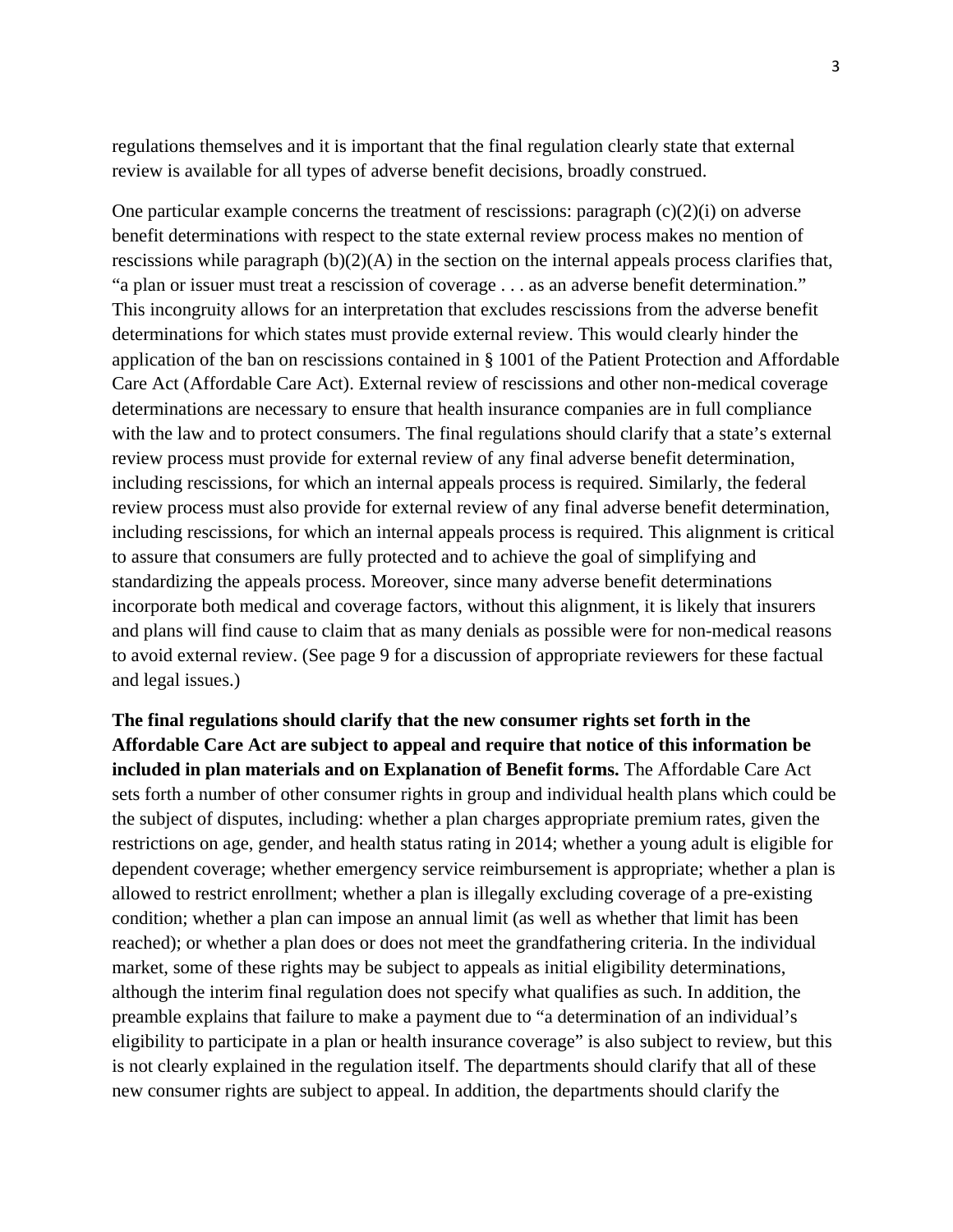regulations themselves and it is important that the final regulation clearly state that external review is available for all types of adverse benefit decisions, broadly construed.

One particular example concerns the treatment of rescissions: paragraph (c)(2)(i) on adverse benefit determinations with respect to the state external review process makes no mention of rescissions while paragraph (b)(2)(A) in the section on the internal appeals process clarifies that, "a plan or issuer must treat a rescission of coverage . . . as an adverse benefit determination." This incongruity allows for an interpretation that excludes rescissions from the adverse benefit determinations for which states must provide external review. This would clearly hinder the application of the ban on rescissions contained in § 1001 of the Patient Protection and Affordable Care Act (Affordable Care Act). External review of rescissions and other non-medical coverage determinations are necessary to ensure that health insurance companies are in full compliance with the law and to protect consumers. The final regulations should clarify that a state's external review process must provide for external review of any final adverse benefit determination, including rescissions, for which an internal appeals process is required. Similarly, the federal review process must also provide for external review of any final adverse benefit determination, including rescissions, for which an internal appeals process is required. This alignment is critical to assure that consumers are fully protected and to achieve the goal of simplifying and standardizing the appeals process. Moreover, since many adverse benefit determinations incorporate both medical and coverage factors, without this alignment, it is likely that insurers and plans will find cause to claim that as many denials as possible were for non-medical reasons to avoid external review. (See page 9 for a discussion of appropriate reviewers for these factual and legal issues.)

**The final regulations should clarify that the new consumer rights set forth in the Affordable Care Act are subject to appeal and require that notice of this information be included in plan materials and on Explanation of Benefit forms.** The Affordable Care Act sets forth a number of other consumer rights in group and individual health plans which could be the subject of disputes, including: whether a plan charges appropriate premium rates, given the restrictions on age, gender, and health status rating in 2014; whether a young adult is eligible for dependent coverage; whether emergency service reimbursement is appropriate; whether a plan is allowed to restrict enrollment; whether a plan is illegally excluding coverage of a pre-existing condition; whether a plan can impose an annual limit (as well as whether that limit has been reached); or whether a plan does or does not meet the grandfathering criteria. In the individual market, some of these rights may be subject to appeals as initial eligibility determinations, although the interim final regulation does not specify what qualifies as such. In addition, the preamble explains that failure to make a payment due to "a determination of an individual's eligibility to participate in a plan or health insurance coverage" is also subject to review, but this is not clearly explained in the regulation itself. The departments should clarify that all of these new consumer rights are subject to appeal. In addition, the departments should clarify the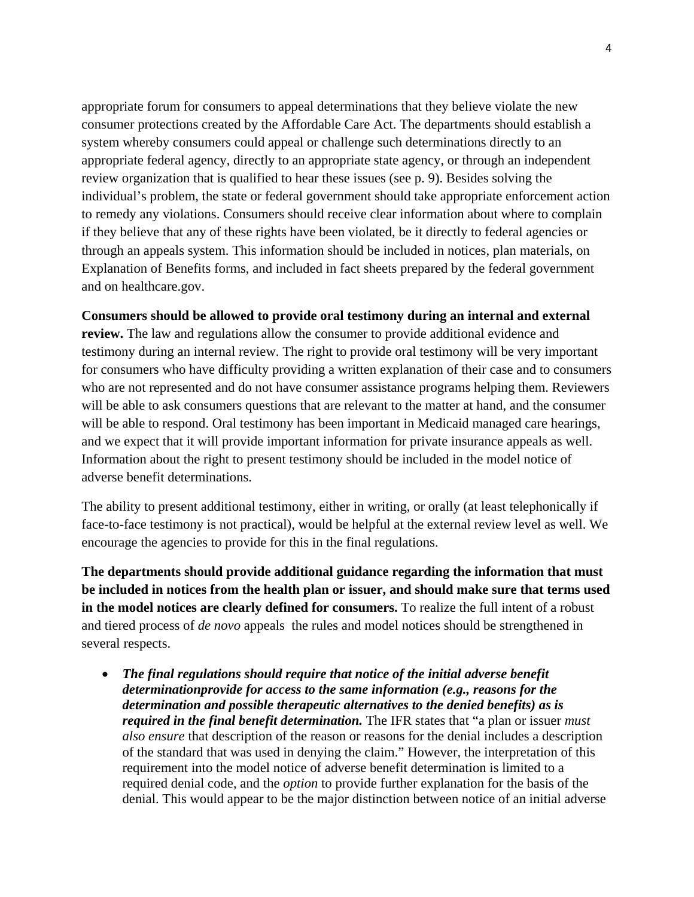appropriate forum for consumers to appeal determinations that they believe violate the new consumer protections created by the Affordable Care Act. The departments should establish a system whereby consumers could appeal or challenge such determinations directly to an appropriate federal agency, directly to an appropriate state agency, or through an independent review organization that is qualified to hear these issues (see p. 9). Besides solving the individual's problem, the state or federal government should take appropriate enforcement action to remedy any violations. Consumers should receive clear information about where to complain if they believe that any of these rights have been violated, be it directly to federal agencies or through an appeals system. This information should be included in notices, plan materials, on Explanation of Benefits forms, and included in fact sheets prepared by the federal government and on healthcare.gov.

**Consumers should be allowed to provide oral testimony during an internal and external review.** The law and regulations allow the consumer to provide additional evidence and testimony during an internal review. The right to provide oral testimony will be very important for consumers who have difficulty providing a written explanation of their case and to consumers who are not represented and do not have consumer assistance programs helping them. Reviewers will be able to ask consumers questions that are relevant to the matter at hand, and the consumer will be able to respond. Oral testimony has been important in Medicaid managed care hearings, and we expect that it will provide important information for private insurance appeals as well. Information about the right to present testimony should be included in the model notice of adverse benefit determinations.

The ability to present additional testimony, either in writing, or orally (at least telephonically if face-to-face testimony is not practical), would be helpful at the external review level as well. We encourage the agencies to provide for this in the final regulations.

**The departments should provide additional guidance regarding the information that must be included in notices from the health plan or issuer, and should make sure that terms used in the model notices are clearly defined for consumers.** To realize the full intent of a robust and tiered process of *de novo* appeals the rules and model notices should be strengthened in several respects.

- ***The final regulations should require that notice of the initial adverse benefit determinationprovide for access to the same information (e.g., reasons for the determination and possible therapeutic alternatives to the denied benefits) as is required in the final benefit determination.*** The IFR states that "a plan or issuer *must also ensure* that description of the reason or reasons for the denial includes a description of the standard that was used in denying the claim." However, the interpretation of this requirement into the model notice of adverse benefit determination is limited to a required denial code, and the *option* to provide further explanation for the basis of the denial. This would appear to be the major distinction between notice of an initial adverse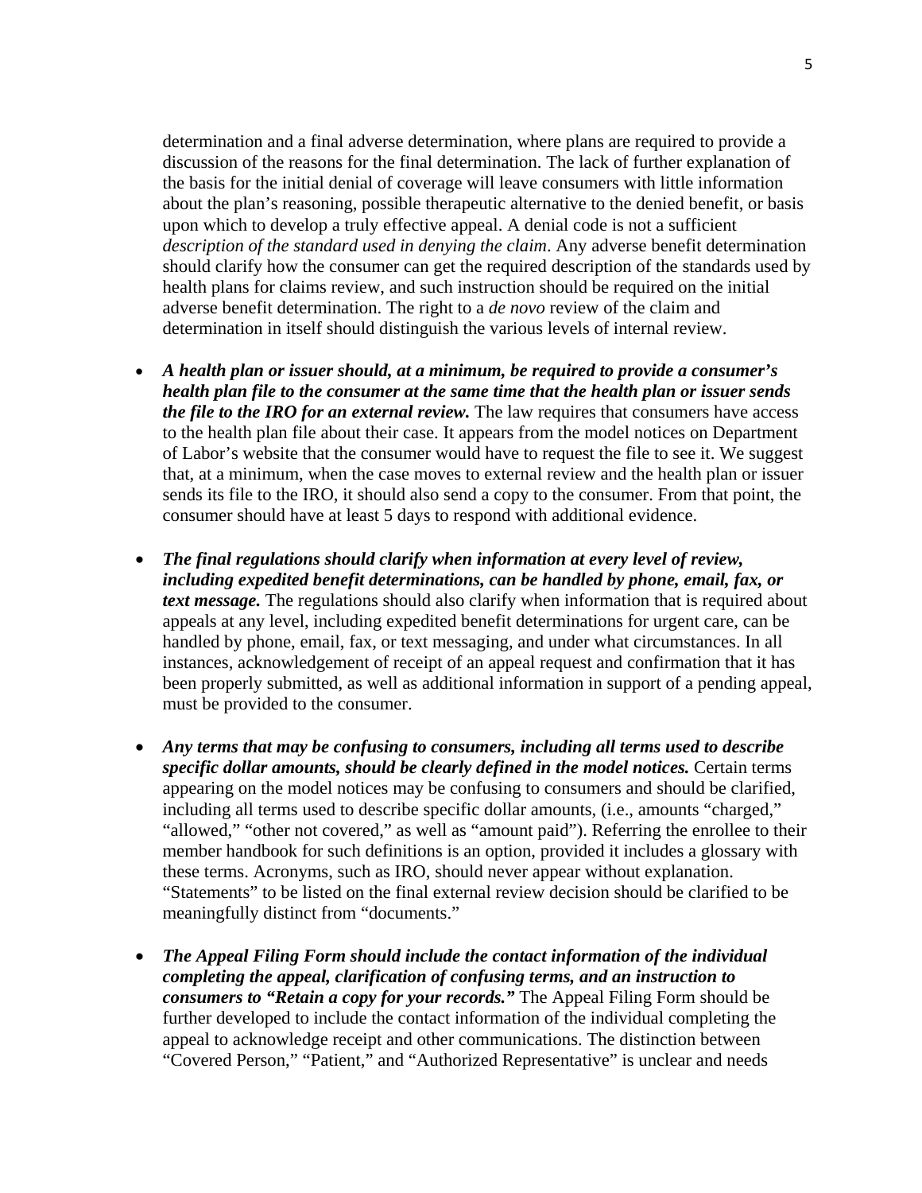determination and a final adverse determination, where plans are required to provide a discussion of the reasons for the final determination. The lack of further explanation of the basis for the initial denial of coverage will leave consumers with little information about the plan's reasoning, possible therapeutic alternative to the denied benefit, or basis upon which to develop a truly effective appeal. A denial code is not a sufficient *description of the standard used in denying the claim*. Any adverse benefit determination should clarify how the consumer can get the required description of the standards used by health plans for claims review, and such instruction should be required on the initial adverse benefit determination. The right to a *de novo* review of the claim and determination in itself should distinguish the various levels of internal review.

- ***A health plan or issuer should, at a minimum, be required to provide a consumer's health plan file to the consumer at the same time that the health plan or issuer sends the file to the IRO for an external review.*** The law requires that consumers have access to the health plan file about their case. It appears from the model notices on Department of Labor's website that the consumer would have to request the file to see it. We suggest that, at a minimum, when the case moves to external review and the health plan or issuer sends its file to the IRO, it should also send a copy to the consumer. From that point, the consumer should have at least 5 days to respond with additional evidence.

- ***The final regulations should clarify when information at every level of review, including expedited benefit determinations, can be handled by phone, email, fax, or text message.*** The regulations should also clarify when information that is required about appeals at any level, including expedited benefit determinations for urgent care, can be handled by phone, email, fax, or text messaging, and under what circumstances. In all instances, acknowledgement of receipt of an appeal request and confirmation that it has been properly submitted, as well as additional information in support of a pending appeal, must be provided to the consumer.

- ***Any terms that may be confusing to consumers, including all terms used to describe specific dollar amounts, should be clearly defined in the model notices.*** Certain terms appearing on the model notices may be confusing to consumers and should be clarified, including all terms used to describe specific dollar amounts, (i.e., amounts "charged," "allowed," "other not covered," as well as "amount paid"). Referring the enrollee to their member handbook for such definitions is an option, provided it includes a glossary with these terms. Acronyms, such as IRO, should never appear without explanation. "Statements" to be listed on the final external review decision should be clarified to be meaningfully distinct from "documents."

- ***The Appeal Filing Form should include the contact information of the individual completing the appeal, clarification of confusing terms, and an instruction to consumers to "Retain a copy for your records."*** The Appeal Filing Form should be further developed to include the contact information of the individual completing the appeal to acknowledge receipt and other communications. The distinction between "Covered Person," "Patient," and "Authorized Representative" is unclear and needs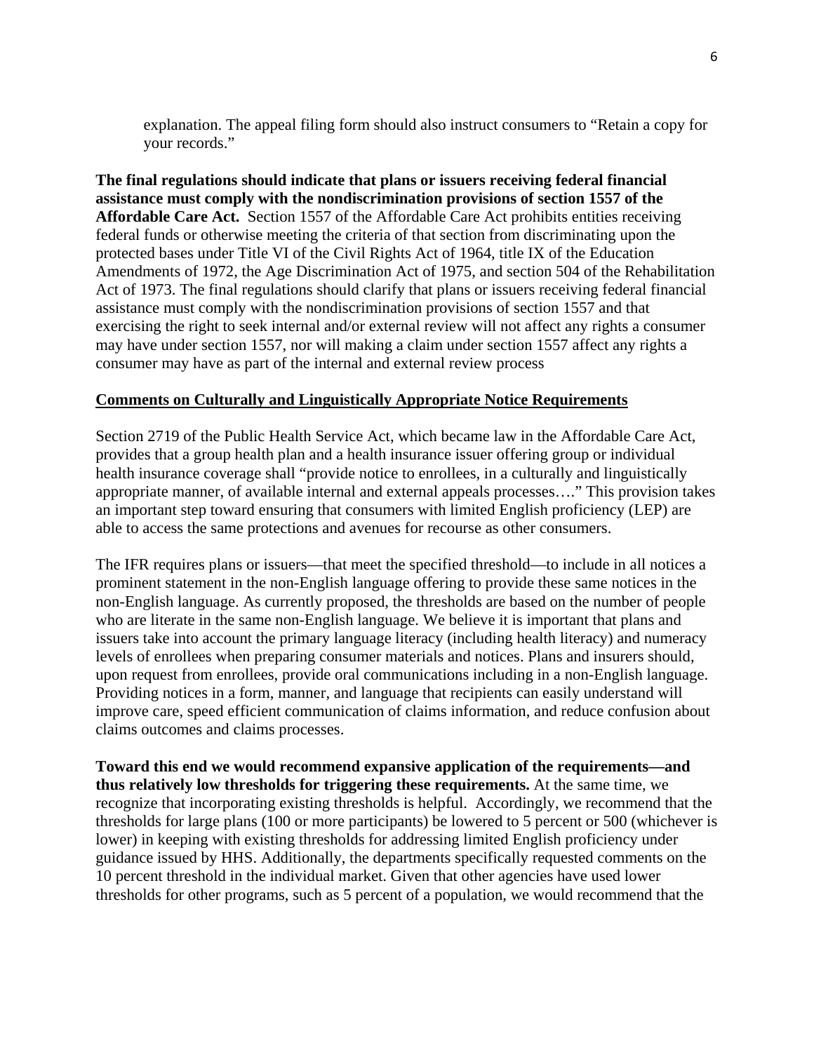explanation. The appeal filing form should also instruct consumers to "Retain a copy for your records."

**The final regulations should indicate that plans or issuers receiving federal financial assistance must comply with the nondiscrimination provisions of section 1557 of the Affordable Care Act.** Section 1557 of the Affordable Care Act prohibits entities receiving federal funds or otherwise meeting the criteria of that section from discriminating upon the protected bases under Title VI of the Civil Rights Act of 1964, title IX of the Education Amendments of 1972, the Age Discrimination Act of 1975, and section 504 of the Rehabilitation Act of 1973. The final regulations should clarify that plans or issuers receiving federal financial assistance must comply with the nondiscrimination provisions of section 1557 and that exercising the right to seek internal and/or external review will not affect any rights a consumer may have under section 1557, nor will making a claim under section 1557 affect any rights a consumer may have as part of the internal and external review process

## Comments on Culturally and Linguistically Appropriate Notice Requirements

Section 2719 of the Public Health Service Act, which became law in the Affordable Care Act, provides that a group health plan and a health insurance issuer offering group or individual health insurance coverage shall "provide notice to enrollees, in a culturally and linguistically appropriate manner, of available internal and external appeals processes…." This provision takes an important step toward ensuring that consumers with limited English proficiency (LEP) are able to access the same protections and avenues for recourse as other consumers.

The IFR requires plans or issuers—that meet the specified threshold—to include in all notices a prominent statement in the non-English language offering to provide these same notices in the non-English language. As currently proposed, the thresholds are based on the number of people who are literate in the same non-English language. We believe it is important that plans and issuers take into account the primary language literacy (including health literacy) and numeracy levels of enrollees when preparing consumer materials and notices. Plans and insurers should, upon request from enrollees, provide oral communications including in a non-English language. Providing notices in a form, manner, and language that recipients can easily understand will improve care, speed efficient communication of claims information, and reduce confusion about claims outcomes and claims processes.

**Toward this end we would recommend expansive application of the requirements—and thus relatively low thresholds for triggering these requirements.** At the same time, we recognize that incorporating existing thresholds is helpful. Accordingly, we recommend that the thresholds for large plans (100 or more participants) be lowered to 5 percent or 500 (whichever is lower) in keeping with existing thresholds for addressing limited English proficiency under guidance issued by HHS. Additionally, the departments specifically requested comments on the 10 percent threshold in the individual market. Given that other agencies have used lower thresholds for other programs, such as 5 percent of a population, we would recommend that the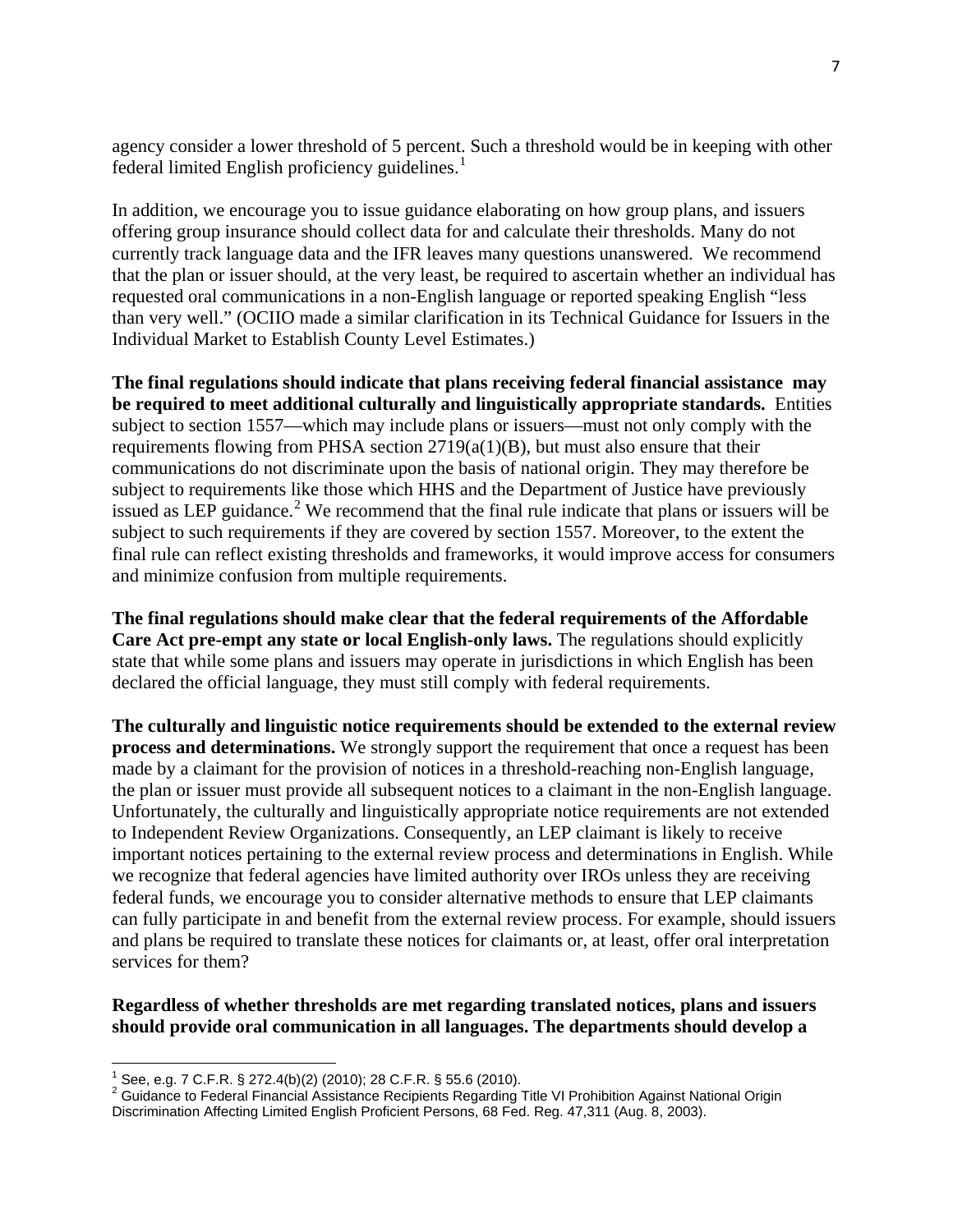agency consider a lower threshold of 5 percent. Such a threshold would be in keeping with other federal limited English proficiency guidelines.[1]

In addition, we encourage you to issue guidance elaborating on how group plans, and issuers offering group insurance should collect data for and calculate their thresholds. Many do not currently track language data and the IFR leaves many questions unanswered. We recommend that the plan or issuer should, at the very least, be required to ascertain whether an individual has requested oral communications in a non-English language or reported speaking English "less than very well." (OCIIO made a similar clarification in its Technical Guidance for Issuers in the Individual Market to Establish County Level Estimates.)

**The final regulations should indicate that plans receiving federal financial assistance may be required to meet additional culturally and linguistically appropriate standards.** Entities subject to section 1557—which may include plans or issuers—must not only comply with the requirements flowing from PHSA section 2719(a(1)(B), but must also ensure that their communications do not discriminate upon the basis of national origin. They may therefore be subject to requirements like those which HHS and the Department of Justice have previously issued as LEP guidance.[2] We recommend that the final rule indicate that plans or issuers will be subject to such requirements if they are covered by section 1557. Moreover, to the extent the final rule can reflect existing thresholds and frameworks, it would improve access for consumers and minimize confusion from multiple requirements.

**The final regulations should make clear that the federal requirements of the Affordable Care Act pre-empt any state or local English-only laws.** The regulations should explicitly state that while some plans and issuers may operate in jurisdictions in which English has been declared the official language, they must still comply with federal requirements.

**The culturally and linguistic notice requirements should be extended to the external review process and determinations.** We strongly support the requirement that once a request has been made by a claimant for the provision of notices in a threshold-reaching non-English language, the plan or issuer must provide all subsequent notices to a claimant in the non-English language. Unfortunately, the culturally and linguistically appropriate notice requirements are not extended to Independent Review Organizations. Consequently, an LEP claimant is likely to receive important notices pertaining to the external review process and determinations in English. While we recognize that federal agencies have limited authority over IROs unless they are receiving federal funds, we encourage you to consider alternative methods to ensure that LEP claimants can fully participate in and benefit from the external review process. For example, should issuers and plans be required to translate these notices for claimants or, at least, offer oral interpretation services for them?

**Regardless of whether thresholds are met regarding translated notices, plans and issuers should provide oral communication in all languages. The departments should develop a**

---

[1] See, e.g. 7 C.F.R. § 272.4(b)(2) (2010); 28 C.F.R. § 55.6 (2010).

[2] Guidance to Federal Financial Assistance Recipients Regarding Title VI Prohibition Against National Origin Discrimination Affecting Limited English Proficient Persons, 68 Fed. Reg. 47,311 (Aug. 8, 2003).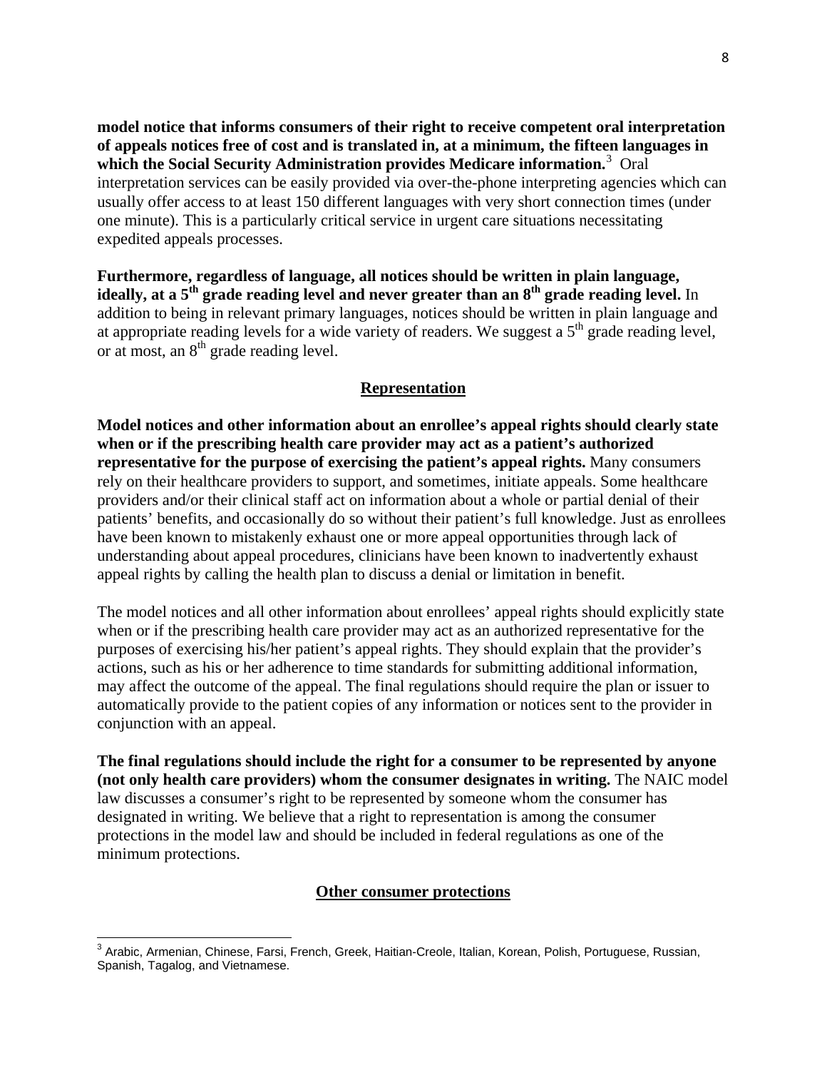**model notice that informs consumers of their right to receive competent oral interpretation of appeals notices free of cost and is translated in, at a minimum, the fifteen languages in which the Social Security Administration provides Medicare information.**[3] Oral interpretation services can be easily provided via over-the-phone interpreting agencies which can usually offer access to at least 150 different languages with very short connection times (under one minute). This is a particularly critical service in urgent care situations necessitating expedited appeals processes.

**Furthermore, regardless of language, all notices should be written in plain language, ideally, at a 5th grade reading level and never greater than an 8th grade reading level.** In addition to being in relevant primary languages, notices should be written in plain language and at appropriate reading levels for a wide variety of readers. We suggest a 5th grade reading level, or at most, an 8th grade reading level.

## Representation

**Model notices and other information about an enrollee's appeal rights should clearly state when or if the prescribing health care provider may act as a patient's authorized representative for the purpose of exercising the patient's appeal rights.** Many consumers rely on their healthcare providers to support, and sometimes, initiate appeals. Some healthcare providers and/or their clinical staff act on information about a whole or partial denial of their patients' benefits, and occasionally do so without their patient's full knowledge. Just as enrollees have been known to mistakenly exhaust one or more appeal opportunities through lack of understanding about appeal procedures, clinicians have been known to inadvertently exhaust appeal rights by calling the health plan to discuss a denial or limitation in benefit.

The model notices and all other information about enrollees' appeal rights should explicitly state when or if the prescribing health care provider may act as an authorized representative for the purposes of exercising his/her patient's appeal rights. They should explain that the provider's actions, such as his or her adherence to time standards for submitting additional information, may affect the outcome of the appeal. The final regulations should require the plan or issuer to automatically provide to the patient copies of any information or notices sent to the provider in conjunction with an appeal.

**The final regulations should include the right for a consumer to be represented by anyone (not only health care providers) whom the consumer designates in writing.** The NAIC model law discusses a consumer's right to be represented by someone whom the consumer has designated in writing. We believe that a right to representation is among the consumer protections in the model law and should be included in federal regulations as one of the minimum protections.

## Other consumer protections

[3] Arabic, Armenian, Chinese, Farsi, French, Greek, Haitian-Creole, Italian, Korean, Polish, Portuguese, Russian, Spanish, Tagalog, and Vietnamese.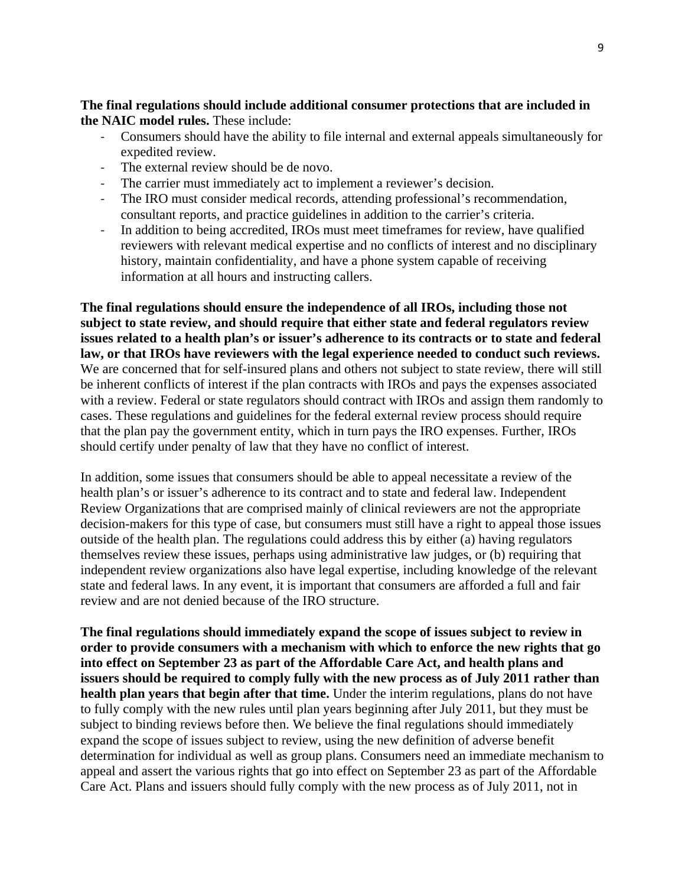**The final regulations should include additional consumer protections that are included in the NAIC model rules.** These include:

- Consumers should have the ability to file internal and external appeals simultaneously for expedited review.
- The external review should be de novo.
- The carrier must immediately act to implement a reviewer's decision.
- The IRO must consider medical records, attending professional's recommendation, consultant reports, and practice guidelines in addition to the carrier's criteria.
- In addition to being accredited, IROs must meet timeframes for review, have qualified reviewers with relevant medical expertise and no conflicts of interest and no disciplinary history, maintain confidentiality, and have a phone system capable of receiving information at all hours and instructing callers.

**The final regulations should ensure the independence of all IROs, including those not subject to state review, and should require that either state and federal regulators review issues related to a health plan's or issuer's adherence to its contracts or to state and federal law, or that IROs have reviewers with the legal experience needed to conduct such reviews.** We are concerned that for self-insured plans and others not subject to state review, there will still be inherent conflicts of interest if the plan contracts with IROs and pays the expenses associated with a review. Federal or state regulators should contract with IROs and assign them randomly to cases. These regulations and guidelines for the federal external review process should require that the plan pay the government entity, which in turn pays the IRO expenses. Further, IROs should certify under penalty of law that they have no conflict of interest.

In addition, some issues that consumers should be able to appeal necessitate a review of the health plan's or issuer's adherence to its contract and to state and federal law. Independent Review Organizations that are comprised mainly of clinical reviewers are not the appropriate decision-makers for this type of case, but consumers must still have a right to appeal those issues outside of the health plan. The regulations could address this by either (a) having regulators themselves review these issues, perhaps using administrative law judges, or (b) requiring that independent review organizations also have legal expertise, including knowledge of the relevant state and federal laws. In any event, it is important that consumers are afforded a full and fair review and are not denied because of the IRO structure.

**The final regulations should immediately expand the scope of issues subject to review in order to provide consumers with a mechanism with which to enforce the new rights that go into effect on September 23 as part of the Affordable Care Act, and health plans and issuers should be required to comply fully with the new process as of July 2011 rather than health plan years that begin after that time.** Under the interim regulations, plans do not have to fully comply with the new rules until plan years beginning after July 2011, but they must be subject to binding reviews before then. We believe the final regulations should immediately expand the scope of issues subject to review, using the new definition of adverse benefit determination for individual as well as group plans. Consumers need an immediate mechanism to appeal and assert the various rights that go into effect on September 23 as part of the Affordable Care Act. Plans and issuers should fully comply with the new process as of July 2011, not in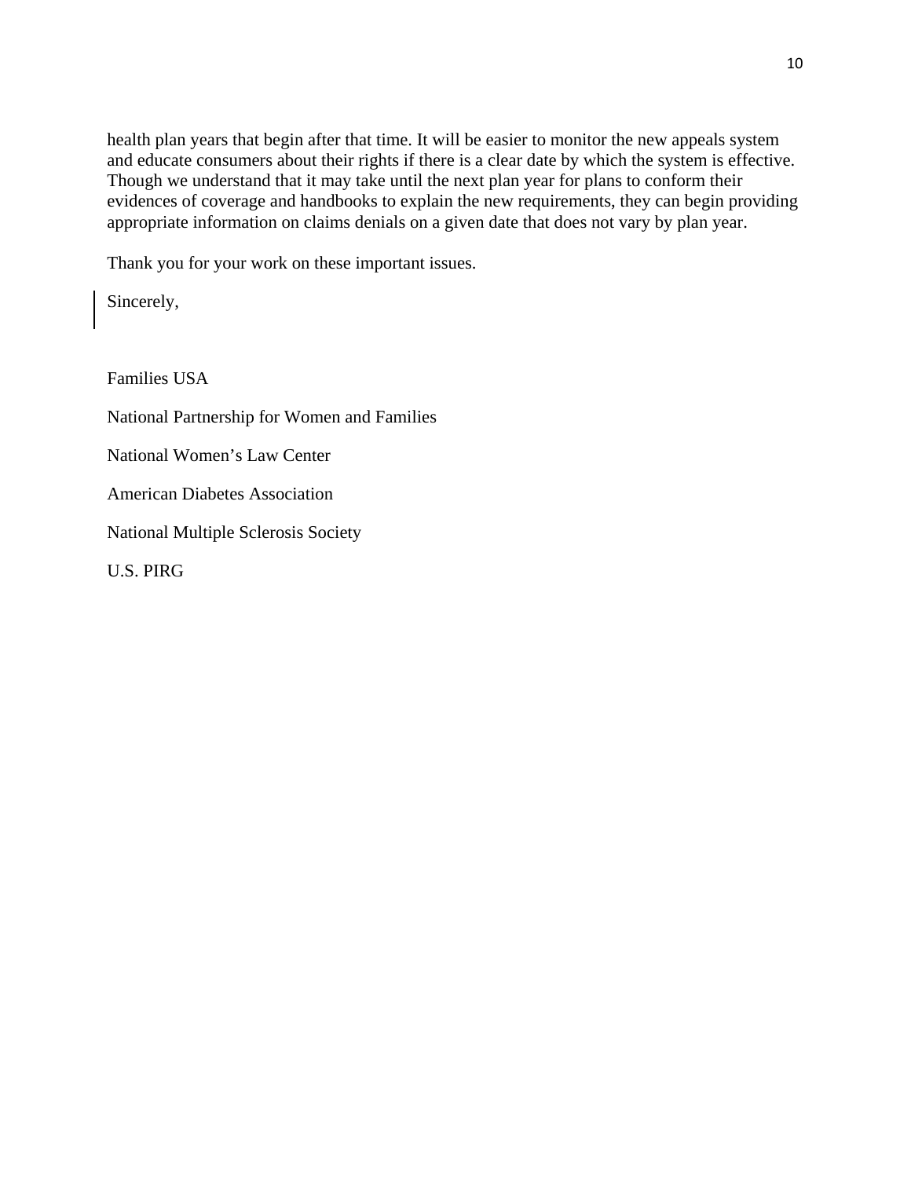health plan years that begin after that time. It will be easier to monitor the new appeals system and educate consumers about their rights if there is a clear date by which the system is effective. Though we understand that it may take until the next plan year for plans to conform their evidences of coverage and handbooks to explain the new requirements, they can begin providing appropriate information on claims denials on a given date that does not vary by plan year.

Thank you for your work on these important issues.

Sincerely,

Families USA

National Partnership for Women and Families

National Women's Law Center

American Diabetes Association

National Multiple Sclerosis Society

U.S. PIRG